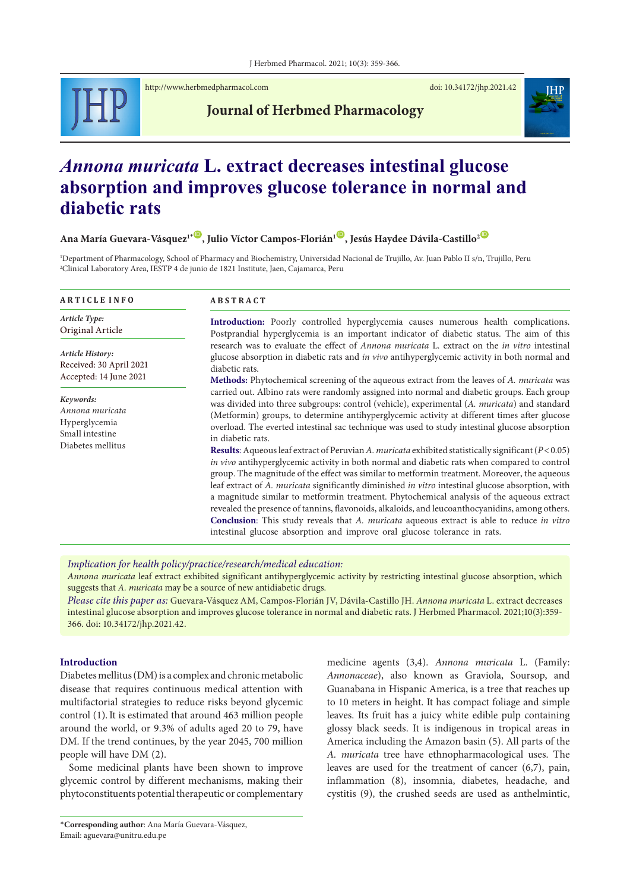# *Annona muricata* L. extract decreases intestinal glucose absorption and improves glucose tolerance in normal and diabetic rats

**Ana María Guevara-Vásquez[1*], Julio Víctor Campos-Florián[1], Jesús Haydee Dávila-Castillo[2]**

[1]Department of Pharmacology, School of Pharmacy and Biochemistry, Universidad Nacional de Trujillo, Av. Juan Pablo II s/n, Trujillo, Peru
[2]Clinical Laboratory Area, IESTP 4 de junio de 1821 Institute, Jaen, Cajamarca, Peru

## ARTICLE INFO

*Article Type:*
Original Article

*Article History:*
Received: 30 April 2021
Accepted: 14 June 2021

*Keywords:*
*Annona muricata*
Hyperglycemia
Small intestine
Diabetes mellitus

## ABSTRACT

**Introduction:** Poorly controlled hyperglycemia causes numerous health complications. Postprandial hyperglycemia is an important indicator of diabetic status. The aim of this research was to evaluate the effect of *Annona muricata* L. extract on the *in vitro* intestinal glucose absorption in diabetic rats and *in vivo* antihyperglycemic activity in both normal and diabetic rats.

**Methods:** Phytochemical screening of the aqueous extract from the leaves of *A. muricata* was carried out. Albino rats were randomly assigned into normal and diabetic groups. Each group was divided into three subgroups: control (vehicle), experimental (*A. muricata*) and standard (Metformin) groups, to determine antihyperglycemic activity at different times after glucose overload. The everted intestinal sac technique was used to study intestinal glucose absorption in diabetic rats.

**Results**: Aqueous leaf extract of Peruvian *A. muricata* exhibited statistically significant ($P < 0.05$) *in vivo* antihyperglycemic activity in both normal and diabetic rats when compared to control group. The magnitude of the effect was similar to metformin treatment. Moreover, the aqueous leaf extract of *A. muricata* significantly diminished *in vitro* intestinal glucose absorption, with a magnitude similar to metformin treatment. Phytochemical analysis of the aqueous extract revealed the presence of tannins, flavonoids, alkaloids, and leucoanthocyanidins, among others.

**Conclusion**: This study reveals that *A. muricata* aqueous extract is able to reduce *in vitro* intestinal glucose absorption and improve oral glucose tolerance in rats.

*Implication for health policy/practice/research/medical education:*
*Annona muricata* leaf extract exhibited significant antihyperglycemic activity by restricting intestinal glucose absorption, which suggests that *A. muricata* may be a source of new antidiabetic drugs.

*Please cite this paper as:* Guevara-Vásquez AM, Campos-Florián JV, Dávila-Castillo JH. *Annona muricata* L. extract decreases intestinal glucose absorption and improves glucose tolerance in normal and diabetic rats. J Herbmed Pharmacol. 2021;10(3):359-366. doi: 10.34172/jhp.2021.42.

## Introduction

Diabetes mellitus (DM) is a complex and chronic metabolic disease that requires continuous medical attention with multifactorial strategies to reduce risks beyond glycemic control (1). It is estimated that around 463 million people around the world, or 9.3% of adults aged 20 to 79, have DM. If the trend continues, by the year 2045, 700 million people will have DM (2).

Some medicinal plants have been shown to improve glycemic control by different mechanisms, making their phytoconstituents potential therapeutic or complementary medicine agents (3,4). *Annona muricata* L. (Family: *Annonaceae*), also known as Graviola, Soursop, and Guanabana in Hispanic America, is a tree that reaches up to 10 meters in height. It has compact foliage and simple leaves. Its fruit has a juicy white edible pulp containing glossy black seeds. It is indigenous in tropical areas in America including the Amazon basin (5). All parts of the *A. muricata* tree have ethnopharmacological uses. The leaves are used for the treatment of cancer (6,7), pain, inflammation (8), insomnia, diabetes, headache, and cystitis (9), the crushed seeds are used as anthelmintic,

*Corresponding author: Ana María Guevara-Vásquez, Email: aguevara@unitru.edu.pe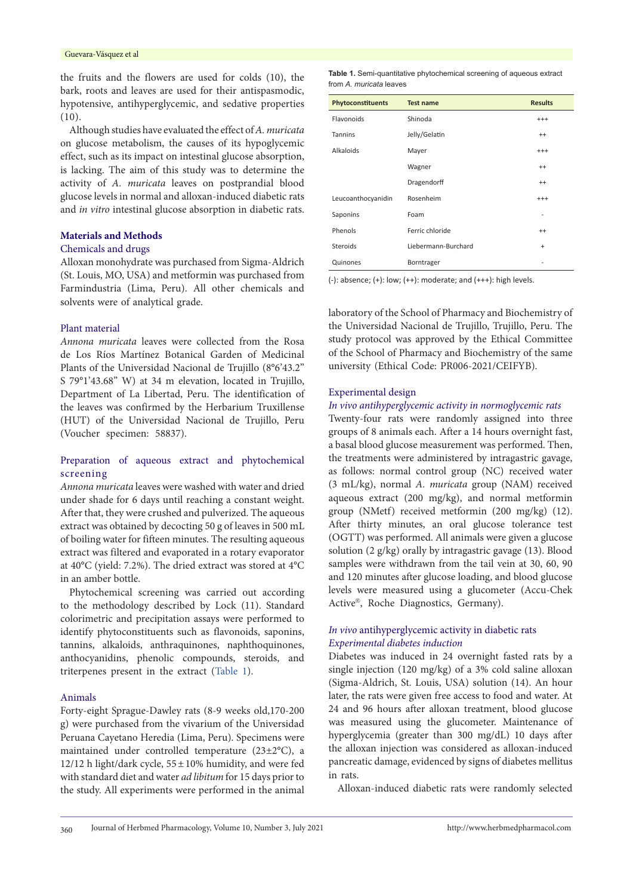the fruits and the flowers are used for colds (10), the bark, roots and leaves are used for their antispasmodic, hypotensive, antihyperglycemic, and sedative properties (10).

Although studies have evaluated the effect of *A. muricata* on glucose metabolism, the causes of its hypoglycemic effect, such as its impact on intestinal glucose absorption, is lacking. The aim of this study was to determine the activity of *A. muricata* leaves on postprandial blood glucose levels in normal and alloxan-induced diabetic rats and *in vitro* intestinal glucose absorption in diabetic rats.

## Materials and Methods

### Chemicals and drugs

Alloxan monohydrate was purchased from Sigma-Aldrich (St. Louis, MO, USA) and metformin was purchased from Farmindustria (Lima, Peru). All other chemicals and solvents were of analytical grade.

### Plant material

*Annona muricata* leaves were collected from the Rosa de Los Ríos Martínez Botanical Garden of Medicinal Plants of the Universidad Nacional de Trujillo (8°6'43.2" S 79°1'43.68" W) at 34 m elevation, located in Trujillo, Department of La Libertad, Peru. The identification of the leaves was confirmed by the Herbarium Truxillense (HUT) of the Universidad Nacional de Trujillo, Peru (Voucher specimen: 58837).

### Preparation of aqueous extract and phytochemical screening

*Annona muricata* leaves were washed with water and dried under shade for 6 days until reaching a constant weight. After that, they were crushed and pulverized. The aqueous extract was obtained by decocting 50 g of leaves in 500 mL of boiling water for fifteen minutes. The resulting aqueous extract was filtered and evaporated in a rotary evaporator at 40°C (yield: 7.2%). The dried extract was stored at 4°C in an amber bottle.

Phytochemical screening was carried out according to the methodology described by Lock (11). Standard colorimetric and precipitation assays were performed to identify phytoconstituents such as flavonoids, saponins, tannins, alkaloids, anthraquinones, naphthoquinones, anthocyanidins, phenolic compounds, steroids, and triterpenes present in the extract (Table 1).

**Table 1.** Semi-quantitative phytochemical screening of aqueous extract from *A. muricata* leaves

| Phytoconstituents | Test name | Results |
|---|---|---|
| Flavonoids | Shinoda | +++ |
| Tannins | Jelly/Gelatin | ++ |
| Alkaloids | Mayer | +++ |
| | Wagner | ++ |
| | Dragendorff | ++ |
| Leucoanthocyanidin | Rosenheim | +++ |
| Saponins | Foam | - |
| Phenols | Ferric chloride | ++ |
| Steroids | Liebermann-Burchard | + |
| Quinones | Borntrager | - |

(-): absence; (+): low; (++): moderate; and (+++): high levels.

### Animals

Forty-eight Sprague-Dawley rats (8-9 weeks old,170-200 g) were purchased from the vivarium of the Universidad Peruana Cayetano Heredia (Lima, Peru). Specimens were maintained under controlled temperature (23±2°C), a 12/12 h light/dark cycle, 55 ± 10% humidity, and were fed with standard diet and water *ad libitum* for 15 days prior to the study. All experiments were performed in the animal laboratory of the School of Pharmacy and Biochemistry of the Universidad Nacional de Trujillo, Trujillo, Peru. The study protocol was approved by the Ethical Committee of the School of Pharmacy and Biochemistry of the same university (Ethical Code: PR006-2021/CEIFYB).

### Experimental design

#### *In vivo antihyperglycemic activity in normoglycemic rats*

Twenty-four rats were randomly assigned into three groups of 8 animals each. After a 14 hours overnight fast, a basal blood glucose measurement was performed. Then, the treatments were administered by intragastric gavage, as follows: normal control group (NC) received water (3 mL/kg), normal *A. muricata* group (NAM) received aqueous extract (200 mg/kg), and normal metformin group (NMetf) received metformin (200 mg/kg) (12). After thirty minutes, an oral glucose tolerance test (OGTT) was performed. All animals were given a glucose solution (2 g/kg) orally by intragastric gavage (13). Blood samples were withdrawn from the tail vein at 30, 60, 90 and 120 minutes after glucose loading, and blood glucose levels were measured using a glucometer (Accu-Chek Active®, Roche Diagnostics, Germany).

#### *In vivo* antihyperglycemic activity in diabetic rats

##### *Experimental diabetes induction*

Diabetes was induced in 24 overnight fasted rats by a single injection (120 mg/kg) of a 3% cold saline alloxan (Sigma-Aldrich, St. Louis, USA) solution (14). An hour later, the rats were given free access to food and water. At 24 and 96 hours after alloxan treatment, blood glucose was measured using the glucometer. Maintenance of hyperglycemia (greater than 300 mg/dL) 10 days after the alloxan injection was considered as alloxan-induced pancreatic damage, evidenced by signs of diabetes mellitus in rats.

Alloxan-induced diabetic rats were randomly selected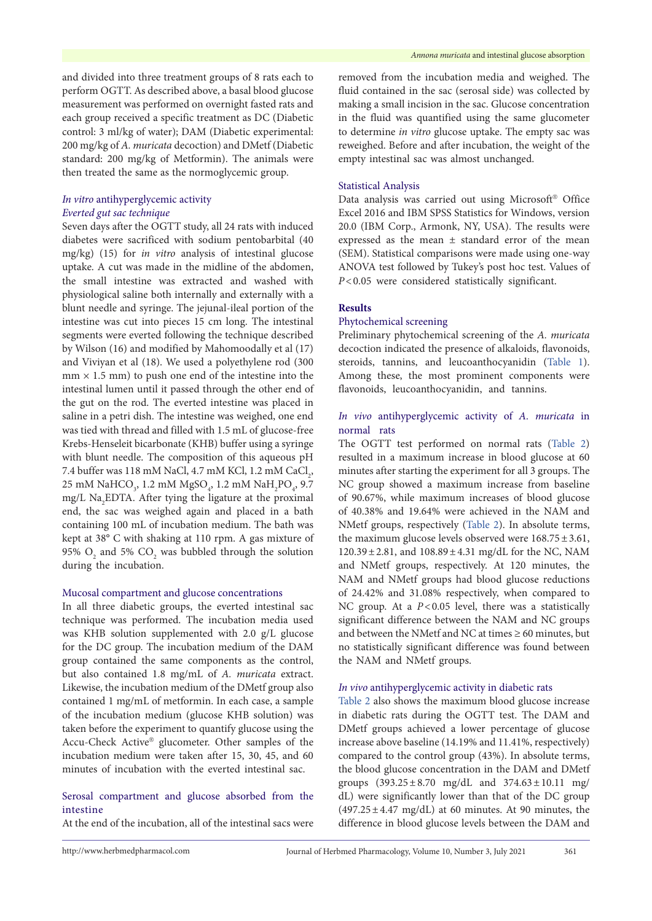and divided into three treatment groups of 8 rats each to perform OGTT. As described above, a basal blood glucose measurement was performed on overnight fasted rats and each group received a specific treatment as DC (Diabetic control: 3 ml/kg of water); DAM (Diabetic experimental: 200 mg/kg of *A. muricata* decoction) and DMetf (Diabetic standard: 200 mg/kg of Metformin). The animals were then treated the same as the normoglycemic group.

### *In vitro* antihyperglycemic activity

#### *Everted gut sac technique*

Seven days after the OGTT study, all 24 rats with induced diabetes were sacrificed with sodium pentobarbital (40 mg/kg) (15) for *in vitro* analysis of intestinal glucose uptake. A cut was made in the midline of the abdomen, the small intestine was extracted and washed with physiological saline both internally and externally with a blunt needle and syringe. The jejunal-ileal portion of the intestine was cut into pieces 15 cm long. The intestinal segments were everted following the technique described by Wilson (16) and modified by Mahomoodally et al (17) and Viviyan et al (18). We used a polyethylene rod (300 mm × 1.5 mm) to push one end of the intestine into the intestinal lumen until it passed through the other end of the gut on the rod. The everted intestine was placed in saline in a petri dish. The intestine was weighed, one end was tied with thread and filled with 1.5 mL of glucose-free Krebs-Henseleit bicarbonate (KHB) buffer using a syringe with blunt needle. The composition of this aqueous pH 7.4 buffer was 118 mM NaCl, 4.7 mM KCl, 1.2 mM $CaCl_2$, 25 mM $NaHCO_3$, 1.2 mM $MgSO_4$, 1.2 mM $NaH_2PO_4$, 9.7 mg/L $Na_2EDTA$. After tying the ligature at the proximal end, the sac was weighed again and placed in a bath containing 100 mL of incubation medium. The bath was kept at 38° C with shaking at 110 rpm. A gas mixture of 95% $O_2$ and 5% $CO_2$ was bubbled through the solution during the incubation.

### Mucosal compartment and glucose concentrations

In all three diabetic groups, the everted intestinal sac technique was performed. The incubation media used was KHB solution supplemented with 2.0 g/L glucose for the DC group. The incubation medium of the DAM group contained the same components as the control, but also contained 1.8 mg/mL of *A. muricata* extract. Likewise, the incubation medium of the DMetf group also contained 1 mg/mL of metformin. In each case, a sample of the incubation medium (glucose KHB solution) was taken before the experiment to quantify glucose using the Accu-Check Active® glucometer. Other samples of the incubation medium were taken after 15, 30, 45, and 60 minutes of incubation with the everted intestinal sac.

### Serosal compartment and glucose absorbed from the intestine

At the end of the incubation, all of the intestinal sacs were removed from the incubation media and weighed. The fluid contained in the sac (serosal side) was collected by making a small incision in the sac. Glucose concentration in the fluid was quantified using the same glucometer to determine *in vitro* glucose uptake. The empty sac was reweighed. Before and after incubation, the weight of the empty intestinal sac was almost unchanged.

### Statistical Analysis

Data analysis was carried out using Microsoft® Office Excel 2016 and IBM SPSS Statistics for Windows, version 20.0 (IBM Corp., Armonk, NY, USA). The results were expressed as the mean ± standard error of the mean (SEM). Statistical comparisons were made using one-way ANOVA test followed by Tukey's post hoc test. Values of $P<0.05$ were considered statistically significant.

## Results

### Phytochemical screening

Preliminary phytochemical screening of the *A. muricata* decoction indicated the presence of alkaloids, flavonoids, steroids, tannins, and leucoanthocyanidin (Table 1). Among these, the most prominent components were flavonoids, leucoanthocyanidin, and tannins.

### *In vivo* antihyperglycemic activity of *A. muricata* in normal rats

The OGTT test performed on normal rats (Table 2) resulted in a maximum increase in blood glucose at 60 minutes after starting the experiment for all 3 groups. The NC group showed a maximum increase from baseline of 90.67%, while maximum increases of blood glucose of 40.38% and 19.64% were achieved in the NAM and NMetf groups, respectively (Table 2). In absolute terms, the maximum glucose levels observed were 168.75 ± 3.61, 120.39 ± 2.81, and 108.89 ± 4.31 mg/dL for the NC, NAM and NMetf groups, respectively. At 120 minutes, the NAM and NMetf groups had blood glucose reductions of 24.42% and 31.08% respectively, when compared to NC group. At a $P<0.05$ level, there was a statistically significant difference between the NAM and NC groups and between the NMetf and NC at times ≥ 60 minutes, but no statistically significant difference was found between the NAM and NMetf groups.

### *In vivo* antihyperglycemic activity in diabetic rats

Table 2 also shows the maximum blood glucose increase in diabetic rats during the OGTT test. The DAM and DMetf groups achieved a lower percentage of glucose increase above baseline (14.19% and 11.41%, respectively) compared to the control group (43%). In absolute terms, the blood glucose concentration in the DAM and DMetf groups (393.25 ± 8.70 mg/dL and 374.63 ± 10.11 mg/dL) were significantly lower than that of the DC group (497.25 ± 4.47 mg/dL) at 60 minutes. At 90 minutes, the difference in blood glucose levels between the DAM and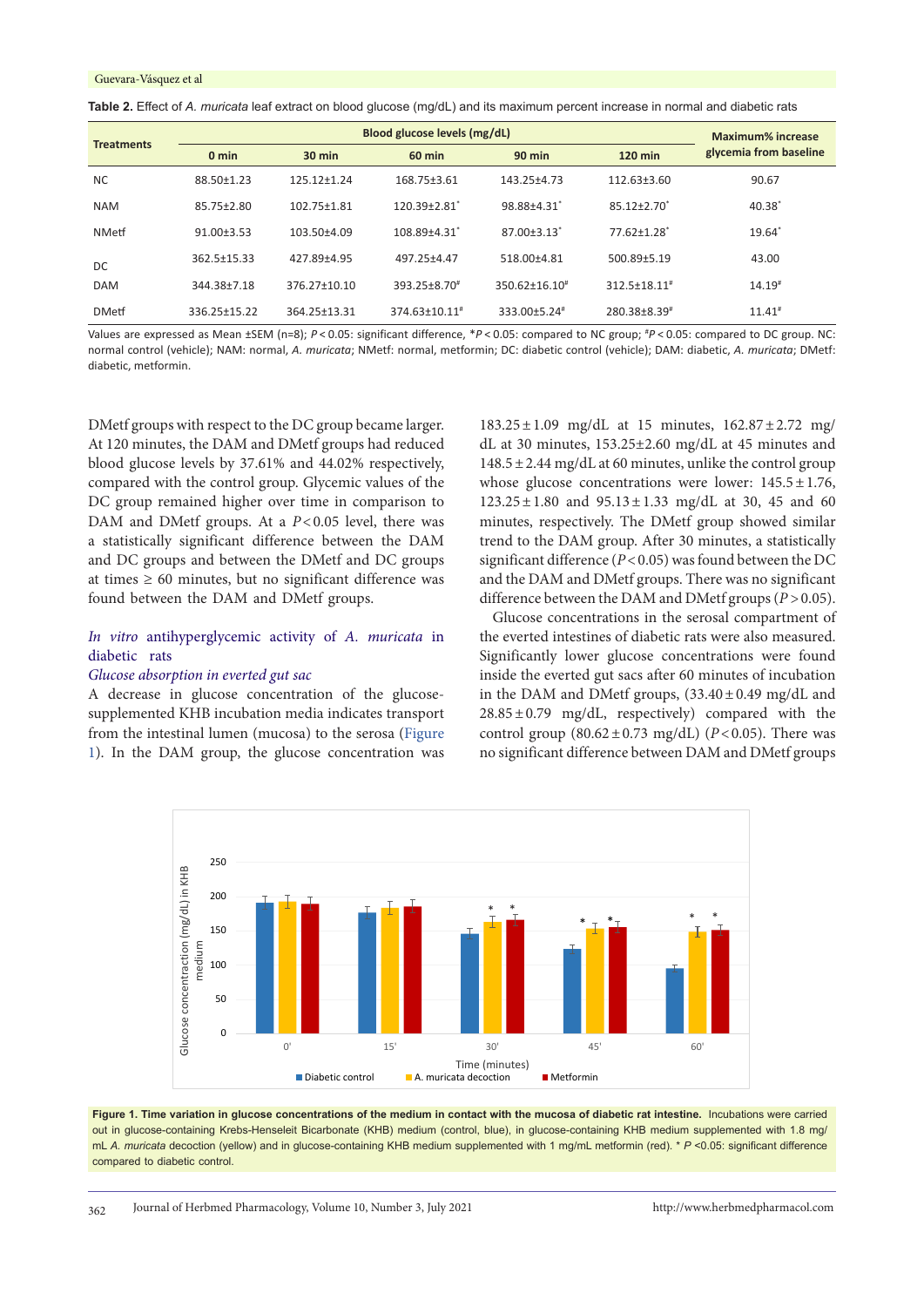**Table 2.** Effect of *A. muricata* leaf extract on blood glucose (mg/dL) and its maximum percent increase in normal and diabetic rats

| Treatments | Blood glucose levels (mg/dL) | | | | | Maximum% increase glycemia from baseline |
|---|---|---|---|---|---|---|
| | 0 min | 30 min | 60 min | 90 min | 120 min | |
| NC | 88.50±1.23 | 125.12±1.24 | 168.75±3.61 | 143.25±4.73 | 112.63±3.60 | 90.67 |
| NAM | 85.75±2.80 | 102.75±1.81 | 120.39±2.81* | 98.88±4.31* | 85.12±2.70* | 40.38* |
| NMetf | 91.00±3.53 | 103.50±4.09 | 108.89±4.31* | 87.00±3.13* | 77.62±1.28* | 19.64* |
| DC | 362.5±15.33 | 427.89±4.95 | 497.25±4.47 | 518.00±4.81 | 500.89±5.19 | 43.00 |
| DAM | 344.38±7.18 | 376.27±10.10 | 393.25±8.70# | 350.62±16.10# | 312.5±18.11# | 14.19# |
| DMetf | 336.25±15.22 | 364.25±13.31 | 374.63±10.11# | 333.00±5.24# | 280.38±8.39# | 11.41# |

Values are expressed as Mean ±SEM (n=8); $P<0.05$: significant difference, *$P<0.05$: compared to NC group; #$P<0.05$: compared to DC group. NC: normal control (vehicle); NAM: normal, *A. muricata*; NMetf: normal, metformin; DC: diabetic control (vehicle); DAM: diabetic, *A. muricata*; DMetf: diabetic, metformin.

DMetf groups with respect to the DC group became larger. At 120 minutes, the DAM and DMetf groups had reduced blood glucose levels by 37.61% and 44.02% respectively, compared with the control group. Glycemic values of the DC group remained higher over time in comparison to DAM and DMetf groups. At a $P<0.05$ level, there was a statistically significant difference between the DAM and DC groups and between the DMetf and DC groups at times ≥ 60 minutes, but no significant difference was found between the DAM and DMetf groups.

### *In vitro* antihyperglycemic activity of *A. muricata* in diabetic rats

#### *Glucose absorption in everted gut sac*

A decrease in glucose concentration of the glucose-supplemented KHB incubation media indicates transport from the intestinal lumen (mucosa) to the serosa (Figure 1). In the DAM group, the glucose concentration was 183.25 ± 1.09 mg/dL at 15 minutes, 162.87 ± 2.72 mg/dL at 30 minutes, 153.25±2.60 mg/dL at 45 minutes and 148.5 ± 2.44 mg/dL at 60 minutes, unlike the control group whose glucose concentrations were lower: 145.5 ± 1.76, 123.25 ± 1.80 and 95.13 ± 1.33 mg/dL at 30, 45 and 60 minutes, respectively. The DMetf group showed similar trend to the DAM group. After 30 minutes, a statistically significant difference ($P<0.05$) was found between the DC and the DAM and DMetf groups. There was no significant difference between the DAM and DMetf groups ($P>0.05$).

Glucose concentrations in the serosal compartment of the everted intestines of diabetic rats were also measured. Significantly lower glucose concentrations were found inside the everted gut sacs after 60 minutes of incubation in the DAM and DMetf groups, (33.40 ± 0.49 mg/dL and 28.85 ± 0.79 mg/dL, respectively) compared with the control group (80.62 ± 0.73 mg/dL) ($P<0.05$). There was no significant difference between DAM and DMetf groups

**Figure 1. Time variation in glucose concentrations of the medium in contact with the mucosa of diabetic rat intestine.** Incubations were carried out in glucose-containing Krebs-Henseleit Bicarbonate (KHB) medium (control, blue), in glucose-containing KHB medium supplemented with 1.8 mg/mL *A. muricata* decoction (yellow) and in glucose-containing KHB medium supplemented with 1 mg/mL metformin (red). * $P<0.05$: significant difference compared to diabetic control.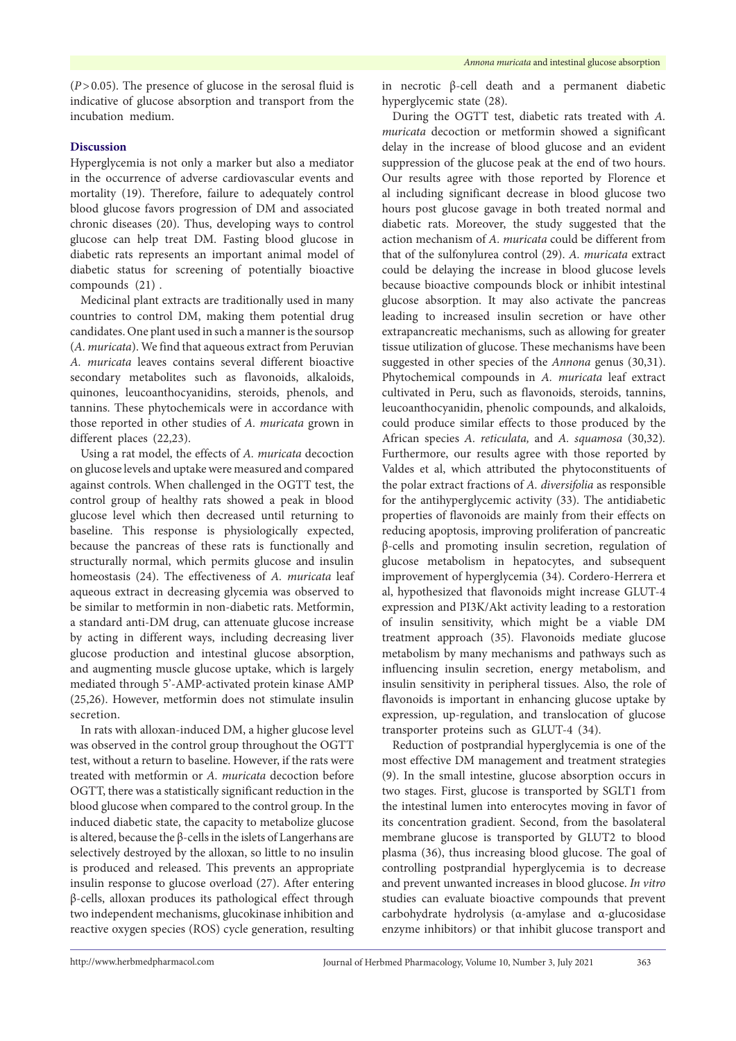($P > 0.05$). The presence of glucose in the serosal fluid is indicative of glucose absorption and transport from the incubation medium.

## Discussion

Hyperglycemia is not only a marker but also a mediator in the occurrence of adverse cardiovascular events and mortality (19). Therefore, failure to adequately control blood glucose favors progression of DM and associated chronic diseases (20). Thus, developing ways to control glucose can help treat DM. Fasting blood glucose in diabetic rats represents an important animal model of diabetic status for screening of potentially bioactive compounds (21) .

Medicinal plant extracts are traditionally used in many countries to control DM, making them potential drug candidates. One plant used in such a manner is the soursop (*A. muricata*). We find that aqueous extract from Peruvian *A. muricata* leaves contains several different bioactive secondary metabolites such as flavonoids, alkaloids, quinones, leucoanthocyanidins, steroids, phenols, and tannins. These phytochemicals were in accordance with those reported in other studies of *A. muricata* grown in different places (22,23).

Using a rat model, the effects of *A. muricata* decoction on glucose levels and uptake were measured and compared against controls. When challenged in the OGTT test, the control group of healthy rats showed a peak in blood glucose level which then decreased until returning to baseline. This response is physiologically expected, because the pancreas of these rats is functionally and structurally normal, which permits glucose and insulin homeostasis (24). The effectiveness of *A. muricata* leaf aqueous extract in decreasing glycemia was observed to be similar to metformin in non-diabetic rats. Metformin, a standard anti-DM drug, can attenuate glucose increase by acting in different ways, including decreasing liver glucose production and intestinal glucose absorption, and augmenting muscle glucose uptake, which is largely mediated through 5'-AMP-activated protein kinase AMP (25,26). However, metformin does not stimulate insulin secretion.

In rats with alloxan-induced DM, a higher glucose level was observed in the control group throughout the OGTT test, without a return to baseline. However, if the rats were treated with metformin or *A. muricata* decoction before OGTT, there was a statistically significant reduction in the blood glucose when compared to the control group. In the induced diabetic state, the capacity to metabolize glucose is altered, because the β-cells in the islets of Langerhans are selectively destroyed by the alloxan, so little to no insulin is produced and released. This prevents an appropriate insulin response to glucose overload (27). After entering β-cells, alloxan produces its pathological effect through two independent mechanisms, glucokinase inhibition and reactive oxygen species (ROS) cycle generation, resulting in necrotic β-cell death and a permanent diabetic hyperglycemic state (28).

During the OGTT test, diabetic rats treated with *A. muricata* decoction or metformin showed a significant delay in the increase of blood glucose and an evident suppression of the glucose peak at the end of two hours. Our results agree with those reported by Florence et al including significant decrease in blood glucose two hours post glucose gavage in both treated normal and diabetic rats. Moreover, the study suggested that the action mechanism of *A. muricata* could be different from that of the sulfonylurea control (29). *A. muricata* extract could be delaying the increase in blood glucose levels because bioactive compounds block or inhibit intestinal glucose absorption. It may also activate the pancreas leading to increased insulin secretion or have other extrapancreatic mechanisms, such as allowing for greater tissue utilization of glucose. These mechanisms have been suggested in other species of the *Annona* genus (30,31). Phytochemical compounds in *A. muricata* leaf extract cultivated in Peru, such as flavonoids, steroids, tannins, leucoanthocyanidin, phenolic compounds, and alkaloids, could produce similar effects to those produced by the African species *A. reticulata,* and *A. squamosa* (30,32). Furthermore, our results agree with those reported by Valdes et al, which attributed the phytoconstituents of the polar extract fractions of *A. diversifolia* as responsible for the antihyperglycemic activity (33). The antidiabetic properties of flavonoids are mainly from their effects on reducing apoptosis, improving proliferation of pancreatic β-cells and promoting insulin secretion, regulation of glucose metabolism in hepatocytes, and subsequent improvement of hyperglycemia (34). Cordero-Herrera et al, hypothesized that flavonoids might increase GLUT-4 expression and PI3K/Akt activity leading to a restoration of insulin sensitivity, which might be a viable DM treatment approach (35). Flavonoids mediate glucose metabolism by many mechanisms and pathways such as influencing insulin secretion, energy metabolism, and insulin sensitivity in peripheral tissues. Also, the role of flavonoids is important in enhancing glucose uptake by expression, up-regulation, and translocation of glucose transporter proteins such as GLUT-4 (34).

Reduction of postprandial hyperglycemia is one of the most effective DM management and treatment strategies (9). In the small intestine, glucose absorption occurs in two stages. First, glucose is transported by SGLT1 from the intestinal lumen into enterocytes moving in favor of its concentration gradient. Second, from the basolateral membrane glucose is transported by GLUT2 to blood plasma (36), thus increasing blood glucose. The goal of controlling postprandial hyperglycemia is to decrease and prevent unwanted increases in blood glucose. *In vitro* studies can evaluate bioactive compounds that prevent carbohydrate hydrolysis (α-amylase and α-glucosidase enzyme inhibitors) or that inhibit glucose transport and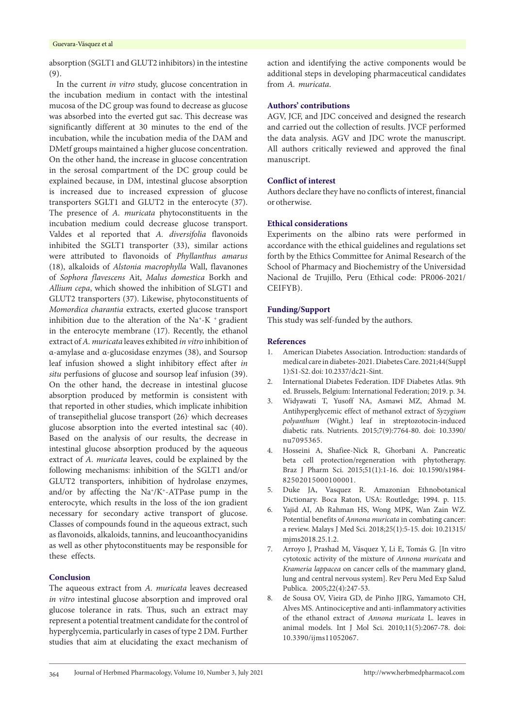absorption (SGLT1 and GLUT2 inhibitors) in the intestine (9).

In the current *in vitro* study, glucose concentration in the incubation medium in contact with the intestinal mucosa of the DC group was found to decrease as glucose was absorbed into the everted gut sac. This decrease was significantly different at 30 minutes to the end of the incubation, while the incubation media of the DAM and DMetf groups maintained a higher glucose concentration. On the other hand, the increase in glucose concentration in the serosal compartment of the DC group could be explained because, in DM, intestinal glucose absorption is increased due to increased expression of glucose transporters SGLT1 and GLUT2 in the enterocyte (37). The presence of *A. muricata* phytoconstituents in the incubation medium could decrease glucose transport. Valdes et al reported that *A. diversifolia* flavonoids inhibited the SGLT1 transporter (33), similar actions were attributed to flavonoids of *Phyllanthus amarus* (18), alkaloids of *Alstonia macrophylla* Wall, flavanones of *Sophora flavescens* Ait, *Malus domestica* Borkh and *Allium cepa*, which showed the inhibition of SLGT1 and GLUT2 transporters (37). Likewise, phytoconstituents of *Momordica charantia* extracts, exerted glucose transport inhibition due to the alteration of the $Na^{+}$-$K^{+}$ gradient in the enterocyte membrane (17). Recently, the ethanol extract of *A. muricata* leaves exhibited *in vitro* inhibition of α-amylase and α-glucosidase enzymes (38), and Soursop leaf infusion showed a slight inhibitory effect after *in situ* perfusions of glucose and soursop leaf infusion (39). On the other hand, the decrease in intestinal glucose absorption produced by metformin is consistent with that reported in other studies, which implicate inhibition of transepithelial glucose transport (26) which decreases glucose absorption into the everted intestinal sac (40). Based on the analysis of our results, the decrease in intestinal glucose absorption produced by the aqueous extract of *A. muricata* leaves, could be explained by the following mechanisms: inhibition of the SGLT1 and/or GLUT2 transporters, inhibition of hydrolase enzymes, and/or by affecting the $Na^{+}/K^{+}$-ATPase pump in the enterocyte, which results in the loss of the ion gradient necessary for secondary active transport of glucose. Classes of compounds found in the aqueous extract, such as flavonoids, alkaloids, tannins, and leucoanthocyanidins as well as other phytoconstituents may be responsible for these effects.

## Conclusion

The aqueous extract from *A. muricata* leaves decreased *in vitro* intestinal glucose absorption and improved oral glucose tolerance in rats. Thus, such an extract may represent a potential treatment candidate for the control of hyperglycemia, particularly in cases of type 2 DM. Further studies that aim at elucidating the exact mechanism of action and identifying the active components would be additional steps in developing pharmaceutical candidates from *A. muricata*.

## Authors' contributions

AGV, JCF, and JDC conceived and designed the research and carried out the collection of results. JVCF performed the data analysis. AGV and JDC wrote the manuscript. All authors critically reviewed and approved the final manuscript.

## Conflict of interest

Authors declare they have no conflicts of interest, financial or otherwise.

## Ethical considerations

Experiments on the albino rats were performed in accordance with the ethical guidelines and regulations set forth by the Ethics Committee for Animal Research of the School of Pharmacy and Biochemistry of the Universidad Nacional de Trujillo, Peru (Ethical code: PR006-2021/CEIFYB).

## Funding/Support

This study was self-funded by the authors.

## References

1. American Diabetes Association. Introduction: standards of medical care in diabetes-2021. Diabetes Care. 2021;44(Suppl 1):S1-S2. doi: 10.2337/dc21-Sint.
2. International Diabetes Federation. IDF Diabetes Atlas. 9th ed. Brussels, Belgium: International Federation; 2019. p. 34.
3. Widyawati T, Yusoff NA, Asmawi MZ, Ahmad M. Antihyperglycemic effect of methanol extract of *Syzygium polyanthum* (Wight.) leaf in streptozotocin-induced diabetic rats. Nutrients. 2015;7(9):7764-80. doi: 10.3390/nu7095365.
4. Hosseini A, Shafiee-Nick R, Ghorbani A. Pancreatic beta cell protection/regeneration with phytotherapy. Braz J Pharm Sci. 2015;51(1):1-16. doi: 10.1590/s1984-82502015000100001.
5. Duke JA, Vasquez R. Amazonian Ethnobotanical Dictionary. Boca Raton, USA: Routledge; 1994. p. 115.
6. Yajid AI, Ab Rahman HS, Wong MPK, Wan Zain WZ. Potential benefits of *Annona muricata* in combating cancer: a review. Malays J Med Sci. 2018;25(1):5-15. doi: 10.21315/mjms2018.25.1.2.
7. Arroyo J, Prashad M, Vásquez Y, Li E, Tomás G. [In vitro cytotoxic activity of the mixture of *Annona muricata* and *Krameria lappacea* on cancer cells of the mammary gland, lung and central nervous system]. Rev Peru Med Exp Salud Publica. 2005;22(4):247-53.
8. de Sousa OV, Vieira GD, de Pinho JJRG, Yamamoto CH, Alves MS. Antinociceptive and anti-inflammatory activities of the ethanol extract of *Annona muricata* L. leaves in animal models. Int J Mol Sci. 2010;11(5):2067-78. doi: 10.3390/ijms11052067.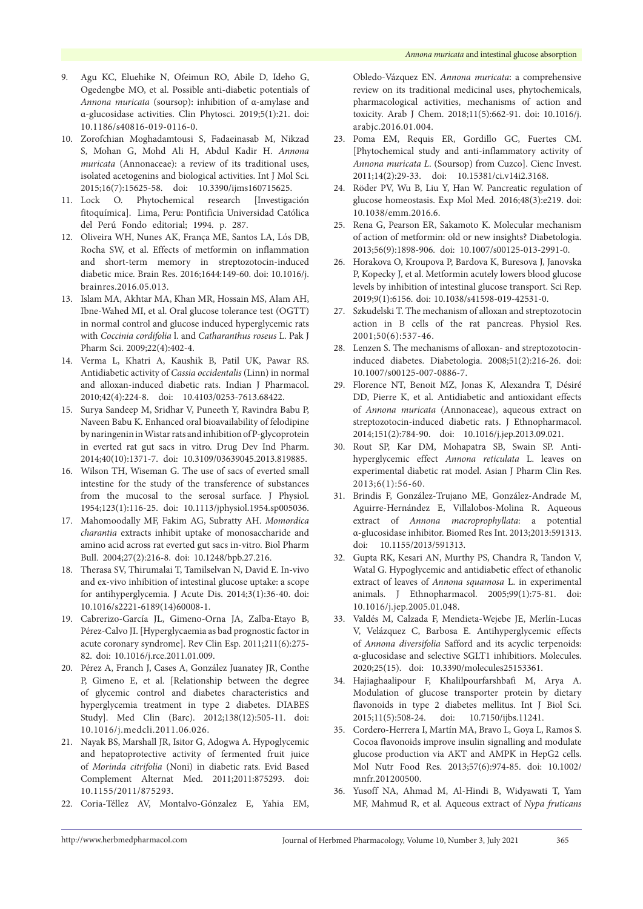9. Agu KC, Eluehike N, Ofeimun RO, Abile D, Ideho G, Ogedengbe MO, et al. Possible anti-diabetic potentials of *Annona muricata* (soursop): inhibition of α-amylase and α-glucosidase activities. Clin Phytosci. 2019;5(1):21. doi: 10.1186/s40816-019-0116-0.
10. Zorofchian Moghadamtousi S, Fadaeinasab M, Nikzad S, Mohan G, Mohd Ali H, Abdul Kadir H. *Annona muricata* (Annonaceae): a review of its traditional uses, isolated acetogenins and biological activities. Int J Mol Sci. 2015;16(7):15625-58. doi: 10.3390/ijms160715625.
11. Lock O. Phytochemical research [Investigación fitoquímica]. Lima, Peru: Pontificia Universidad Católica del Perú Fondo editorial; 1994. p. 287.
12. Oliveira WH, Nunes AK, França ME, Santos LA, Lós DB, Rocha SW, et al. Effects of metformin on inflammation and short-term memory in streptozotocin-induced diabetic mice. Brain Res. 2016;1644:149-60. doi: 10.1016/j.brainres.2016.05.013.
13. Islam MA, Akhtar MA, Khan MR, Hossain MS, Alam AH, Ibne-Wahed MI, et al. Oral glucose tolerance test (OGTT) in normal control and glucose induced hyperglycemic rats with *Coccinia cordifolia* l. and *Catharanthus roseus* L. Pak J Pharm Sci. 2009;22(4):402-4.
14. Verma L, Khatri A, Kaushik B, Patil UK, Pawar RS. Antidiabetic activity of *Cassia occidentalis* (Linn) in normal and alloxan-induced diabetic rats. Indian J Pharmacol. 2010;42(4):224-8. doi: 10.4103/0253-7613.68422.
15. Surya Sandeep M, Sridhar V, Puneeth Y, Ravindra Babu P, Naveen Babu K. Enhanced oral bioavailability of felodipine by naringenin in Wistar rats and inhibition of P-glycoprotein in everted rat gut sacs in vitro. Drug Dev Ind Pharm. 2014;40(10):1371-7. doi: 10.3109/03639045.2013.819885.
16. Wilson TH, Wiseman G. The use of sacs of everted small intestine for the study of the transference of substances from the mucosal to the serosal surface. J Physiol. 1954;123(1):116-25. doi: 10.1113/jphysiol.1954.sp005036.
17. Mahomoodally MF, Fakim AG, Subratty AH. *Momordica charantia* extracts inhibit uptake of monosaccharide and amino acid across rat everted gut sacs in-vitro. Biol Pharm Bull. 2004;27(2):216-8. doi: 10.1248/bpb.27.216.
18. Therasa SV, Thirumalai T, Tamilselvan N, David E. In-vivo and ex-vivo inhibition of intestinal glucose uptake: a scope for antihyperglycemia. J Acute Dis. 2014;3(1):36-40. doi: 10.1016/s2221-6189(14)60008-1.
19. Cabrerizo-García JL, Gimeno-Orna JA, Zalba-Etayo B, Pérez-Calvo JI. [Hyperglycaemia as bad prognostic factor in acute coronary syndrome]. Rev Clin Esp. 2011;211(6):275-82. doi: 10.1016/j.rce.2011.01.009.
20. Pérez A, Franch J, Cases A, González Juanatey JR, Conthe P, Gimeno E, et al. [Relationship between the degree of glycemic control and diabetes characteristics and hyperglycemia treatment in type 2 diabetes. DIABES Study]. Med Clin (Barc). 2012;138(12):505-11. doi: 10.1016/j.medcli.2011.06.026.
21. Nayak BS, Marshall JR, Isitor G, Adogwa A. Hypoglycemic and hepatoprotective activity of fermented fruit juice of *Morinda citrifolia* (Noni) in diabetic rats. Evid Based Complement Alternat Med. 2011;2011:875293. doi: 10.1155/2011/875293.
22. Coria-Téllez AV, Montalvo-Gónzalez E, Yahia EM, Obledo-Vázquez EN. *Annona muricata*: a comprehensive review on its traditional medicinal uses, phytochemicals, pharmacological activities, mechanisms of action and toxicity. Arab J Chem. 2018;11(5):662-91. doi: 10.1016/j.arabjc.2016.01.004.
23. Poma EM, Requis ER, Gordillo GC, Fuertes CM. [Phytochemical study and anti-inflammatory activity of *Annona muricata L*. (Soursop) from Cuzco]. Cienc Invest. 2011;14(2):29-33. doi: 10.15381/ci.v14i2.3168.
24. Röder PV, Wu B, Liu Y, Han W. Pancreatic regulation of glucose homeostasis. Exp Mol Med. 2016;48(3):e219. doi: 10.1038/emm.2016.6.
25. Rena G, Pearson ER, Sakamoto K. Molecular mechanism of action of metformin: old or new insights? Diabetologia. 2013;56(9):1898-906. doi: 10.1007/s00125-013-2991-0.
26. Horakova O, Kroupova P, Bardova K, Buresova J, Janovska P, Kopecky J, et al. Metformin acutely lowers blood glucose levels by inhibition of intestinal glucose transport. Sci Rep. 2019;9(1):6156. doi: 10.1038/s41598-019-42531-0.
27. Szkudelski T. The mechanism of alloxan and streptozotocin action in B cells of the rat pancreas. Physiol Res. 2001;50(6):537-46.
28. Lenzen S. The mechanisms of alloxan- and streptozotocin-induced diabetes. Diabetologia. 2008;51(2):216-26. doi: 10.1007/s00125-007-0886-7.
29. Florence NT, Benoit MZ, Jonas K, Alexandra T, Désiré DD, Pierre K, et al. Antidiabetic and antioxidant effects of *Annona muricata* (Annonaceae), aqueous extract on streptozotocin-induced diabetic rats. J Ethnopharmacol. 2014;151(2):784-90. doi: 10.1016/j.jep.2013.09.021.
30. Rout SP, Kar DM, Mohapatra SB, Swain SP. Anti-hyperglycemic effect *Annona reticulata* L. leaves on experimental diabetic rat model. Asian J Pharm Clin Res. 2013;6(1):56-60.
31. Brindis F, González-Trujano ME, González-Andrade M, Aguirre-Hernández E, Villalobos-Molina R. Aqueous extract of *Annona macroprophyllata*: a potential α-glucosidase inhibitor. Biomed Res Int. 2013;2013:591313. doi: 10.1155/2013/591313.
32. Gupta RK, Kesari AN, Murthy PS, Chandra R, Tandon V, Watal G. Hypoglycemic and antidiabetic effect of ethanolic extract of leaves of *Annona squamosa* L. in experimental animals. J Ethnopharmacol. 2005;99(1):75-81. doi: 10.1016/j.jep.2005.01.048.
33. Valdés M, Calzada F, Mendieta-Wejebe JE, Merlín-Lucas V, Velázquez C, Barbosa E. Antihyperglycemic effects of *Annona diversifolia* Safford and its acyclic terpenoids: α-glucosidase and selective SGLT1 inhibitiors. Molecules. 2020;25(15). doi: 10.3390/molecules25153361.
34. Hajiaghaalipour F, Khalilpourfarshbafi M, Arya A. Modulation of glucose transporter protein by dietary flavonoids in type 2 diabetes mellitus. Int J Biol Sci. 2015;11(5):508-24. doi: 10.7150/ijbs.11241.
35. Cordero-Herrera I, Martín MA, Bravo L, Goya L, Ramos S. Cocoa flavonoids improve insulin signalling and modulate glucose production via AKT and AMPK in HepG2 cells. Mol Nutr Food Res. 2013;57(6):974-85. doi: 10.1002/mnfr.201200500.
36. Yusoff NA, Ahmad M, Al-Hindi B, Widyawati T, Yam MF, Mahmud R, et al. Aqueous extract of *Nypa fruticans*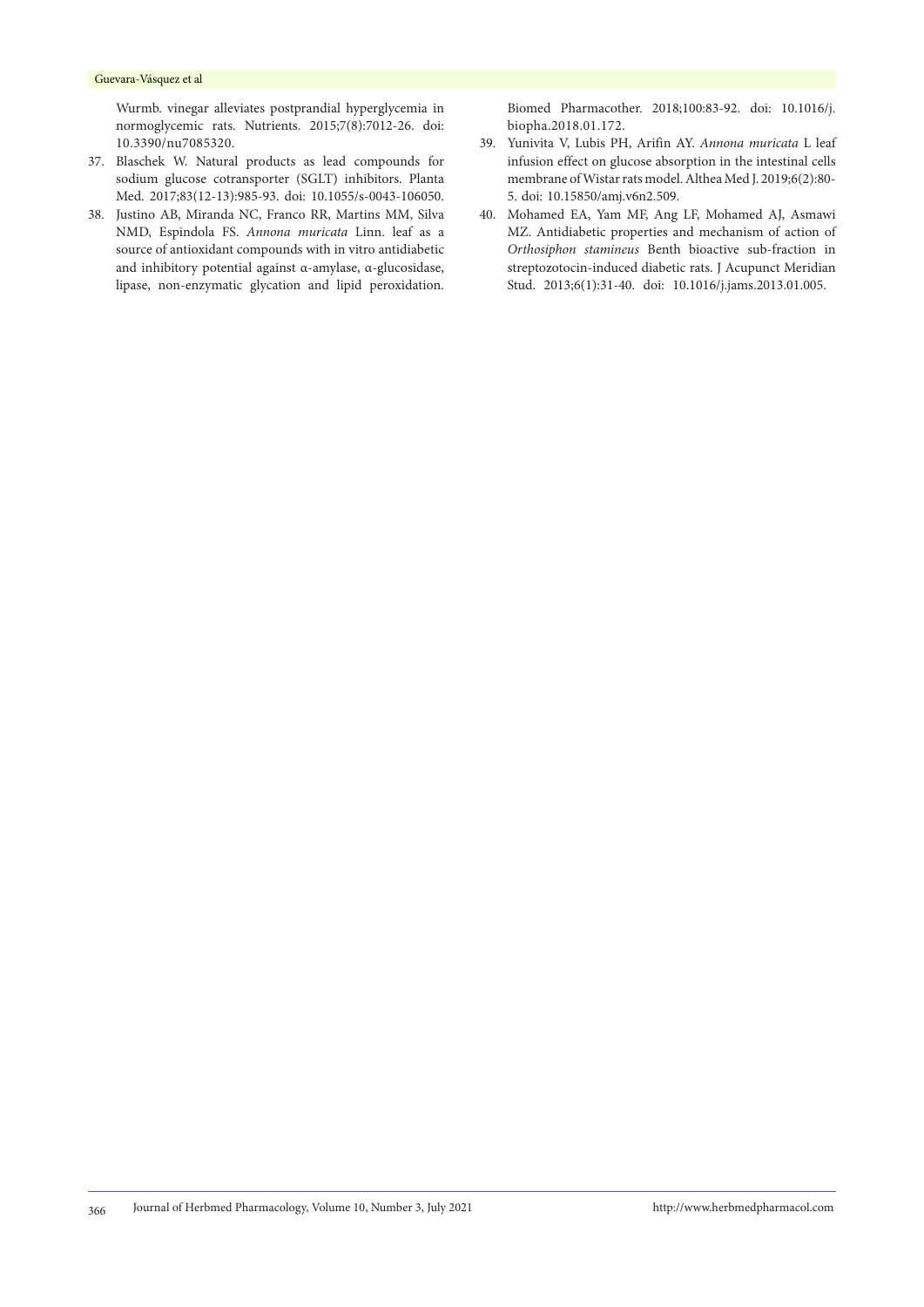Wurmb. vinegar alleviates postprandial hyperglycemia in normoglycemic rats. Nutrients. 2015;7(8):7012-26. doi: 10.3390/nu7085320.

37. Blaschek W. Natural products as lead compounds for sodium glucose cotransporter (SGLT) inhibitors. Planta Med. 2017;83(12-13):985-93. doi: 10.1055/s-0043-106050.
38. Justino AB, Miranda NC, Franco RR, Martins MM, Silva NMD, Espindola FS. *Annona muricata* Linn. leaf as a source of antioxidant compounds with in vitro antidiabetic and inhibitory potential against α-amylase, α-glucosidase, lipase, non-enzymatic glycation and lipid peroxidation. Biomed Pharmacother. 2018;100:83-92. doi: 10.1016/j.biopha.2018.01.172.
39. Yunivita V, Lubis PH, Arifin AY. *Annona muricata* L leaf infusion effect on glucose absorption in the intestinal cells membrane of Wistar rats model. Althea Med J. 2019;6(2):80-5. doi: 10.15850/amj.v6n2.509.
40. Mohamed EA, Yam MF, Ang LF, Mohamed AJ, Asmawi MZ. Antidiabetic properties and mechanism of action of *Orthosiphon stamineus* Benth bioactive sub-fraction in streptozotocin-induced diabetic rats. J Acupunct Meridian Stud. 2013;6(1):31-40. doi: 10.1016/j.jams.2013.01.005.